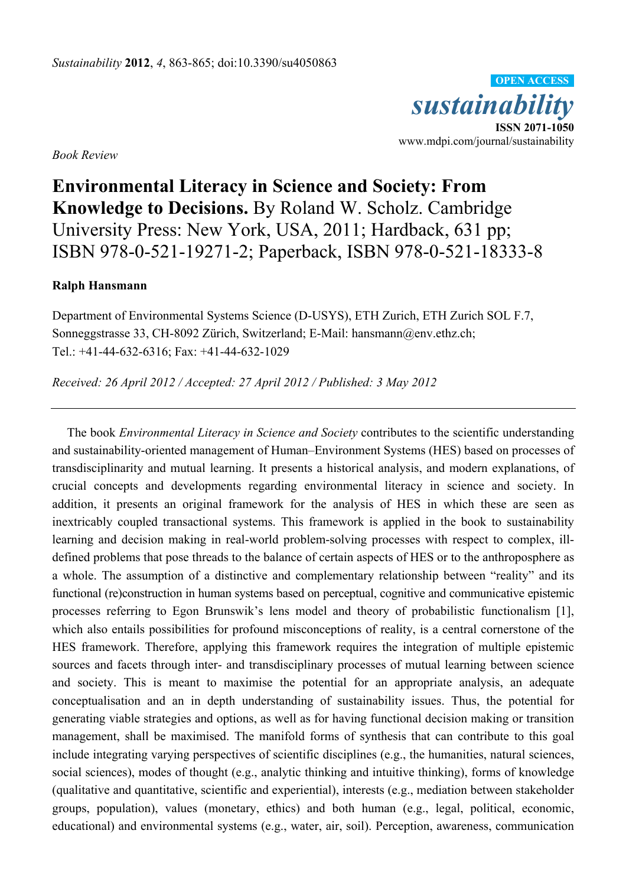*Book Review*

# **Environmental Literacy in Science and Society: From Knowledge to Decisions.** By Roland W. Scholz. Cambridge University Press: New York, USA, 2011; Hardback, 631 pp; ISBN 978-0-521-19271-2; Paperback, ISBN 978-0-521-18333-8

**Ralph Hansmann**

Department of Environmental Systems Science (D-USYS), ETH Zurich, ETH Zurich SOL F.7, Sonneggstrasse 33, CH-8092 Zürich, Switzerland; E-Mail: hansmann@env.ethz.ch; Tel.: +41-44-632-6316; Fax: +41-44-632-1029

*Received: 26 April 2012 / Accepted: 27 April 2012 / Published: 3 May 2012*

---

The book *Environmental Literacy in Science and Society* contributes to the scientific understanding and sustainability-oriented management of Human–Environment Systems (HES) based on processes of transdisciplinarity and mutual learning. It presents a historical analysis, and modern explanations, of crucial concepts and developments regarding environmental literacy in science and society. In addition, it presents an original framework for the analysis of HES in which these are seen as inextricably coupled transactional systems. This framework is applied in the book to sustainability learning and decision making in real-world problem-solving processes with respect to complex, ill-defined problems that pose threads to the balance of certain aspects of HES or to the anthroposphere as a whole. The assumption of a distinctive and complementary relationship between "reality" and its functional (re)construction in human systems based on perceptual, cognitive and communicative epistemic processes referring to Egon Brunswik's lens model and theory of probabilistic functionalism [1], which also entails possibilities for profound misconceptions of reality, is a central cornerstone of the HES framework. Therefore, applying this framework requires the integration of multiple epistemic sources and facets through inter- and transdisciplinary processes of mutual learning between science and society. This is meant to maximise the potential for an appropriate analysis, an adequate conceptualisation and an in depth understanding of sustainability issues. Thus, the potential for generating viable strategies and options, as well as for having functional decision making or transition management, shall be maximised. The manifold forms of synthesis that can contribute to this goal include integrating varying perspectives of scientific disciplines (e.g., the humanities, natural sciences, social sciences), modes of thought (e.g., analytic thinking and intuitive thinking), forms of knowledge (qualitative and quantitative, scientific and experiential), interests (e.g., mediation between stakeholder groups, population), values (monetary, ethics) and both human (e.g., legal, political, economic, educational) and environmental systems (e.g., water, air, soil). Perception, awareness, communication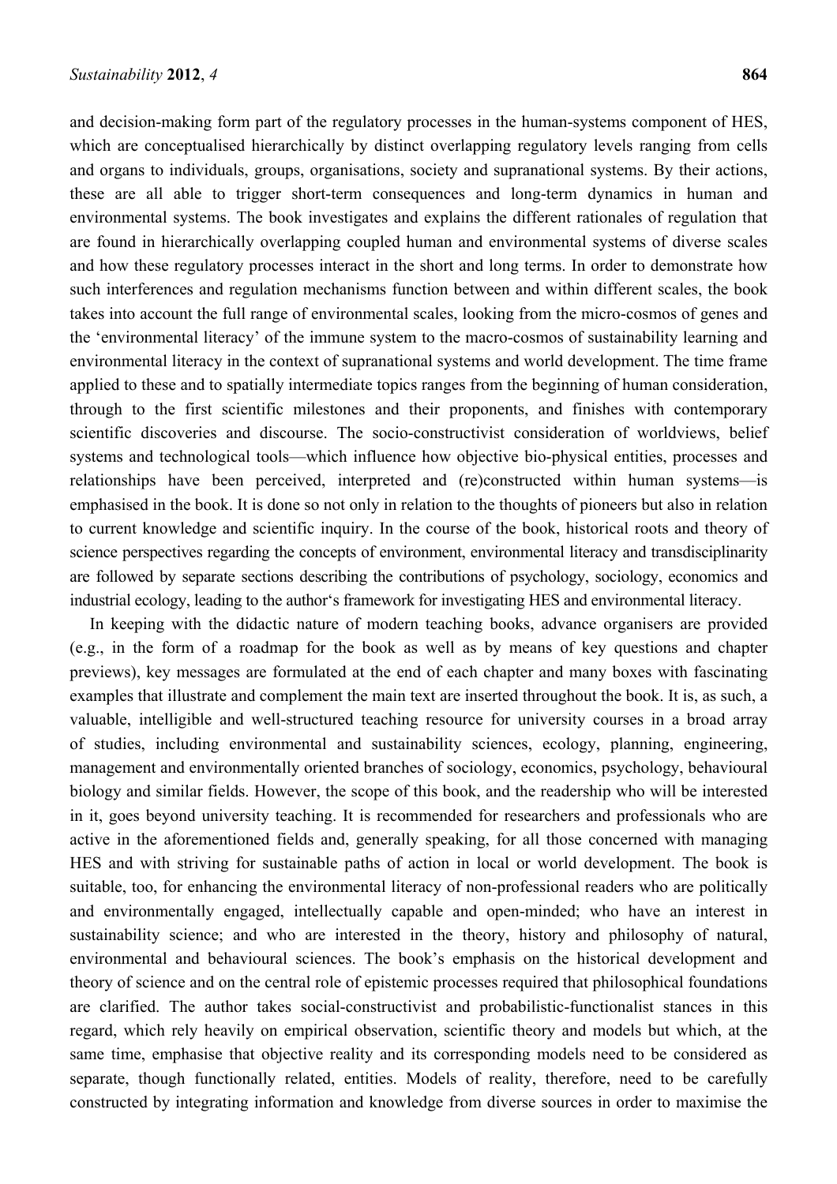and decision-making form part of the regulatory processes in the human-systems component of HES, which are conceptualised hierarchically by distinct overlapping regulatory levels ranging from cells and organs to individuals, groups, organisations, society and supranational systems. By their actions, these are all able to trigger short-term consequences and long-term dynamics in human and environmental systems. The book investigates and explains the different rationales of regulation that are found in hierarchically overlapping coupled human and environmental systems of diverse scales and how these regulatory processes interact in the short and long terms. In order to demonstrate how such interferences and regulation mechanisms function between and within different scales, the book takes into account the full range of environmental scales, looking from the micro-cosmos of genes and the 'environmental literacy' of the immune system to the macro-cosmos of sustainability learning and environmental literacy in the context of supranational systems and world development. The time frame applied to these and to spatially intermediate topics ranges from the beginning of human consideration, through to the first scientific milestones and their proponents, and finishes with contemporary scientific discoveries and discourse. The socio-constructivist consideration of worldviews, belief systems and technological tools—which influence how objective bio-physical entities, processes and relationships have been perceived, interpreted and (re)constructed within human systems—is emphasised in the book. It is done so not only in relation to the thoughts of pioneers but also in relation to current knowledge and scientific inquiry. In the course of the book, historical roots and theory of science perspectives regarding the concepts of environment, environmental literacy and transdisciplinarity are followed by separate sections describing the contributions of psychology, sociology, economics and industrial ecology, leading to the author's framework for investigating HES and environmental literacy.

In keeping with the didactic nature of modern teaching books, advance organisers are provided (e.g., in the form of a roadmap for the book as well as by means of key questions and chapter previews), key messages are formulated at the end of each chapter and many boxes with fascinating examples that illustrate and complement the main text are inserted throughout the book. It is, as such, a valuable, intelligible and well-structured teaching resource for university courses in a broad array of studies, including environmental and sustainability sciences, ecology, planning, engineering, management and environmentally oriented branches of sociology, economics, psychology, behavioural biology and similar fields. However, the scope of this book, and the readership who will be interested in it, goes beyond university teaching. It is recommended for researchers and professionals who are active in the aforementioned fields and, generally speaking, for all those concerned with managing HES and with striving for sustainable paths of action in local or world development. The book is suitable, too, for enhancing the environmental literacy of non-professional readers who are politically and environmentally engaged, intellectually capable and open-minded; who have an interest in sustainability science; and who are interested in the theory, history and philosophy of natural, environmental and behavioural sciences. The book's emphasis on the historical development and theory of science and on the central role of epistemic processes required that philosophical foundations are clarified. The author takes social-constructivist and probabilistic-functionalist stances in this regard, which rely heavily on empirical observation, scientific theory and models but which, at the same time, emphasise that objective reality and its corresponding models need to be considered as separate, though functionally related, entities. Models of reality, therefore, need to be carefully constructed by integrating information and knowledge from diverse sources in order to maximise the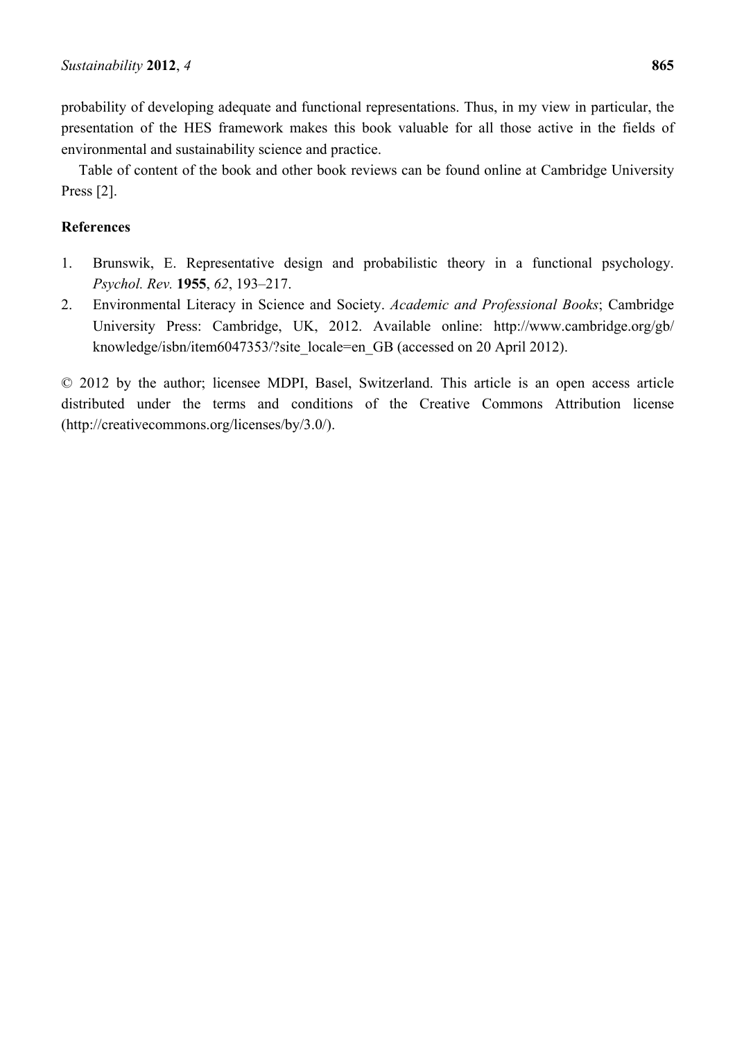probability of developing adequate and functional representations. Thus, in my view in particular, the presentation of the HES framework makes this book valuable for all those active in the fields of environmental and sustainability science and practice.

Table of content of the book and other book reviews can be found online at Cambridge University Press [2].

## References

1. Brunswik, E. Representative design and probabilistic theory in a functional psychology. *Psychol. Rev.* **1955**, *62*, 193–217.
2. Environmental Literacy in Science and Society. *Academic and Professional Books*; Cambridge University Press: Cambridge, UK, 2012. Available online: http://www.cambridge.org/gb/knowledge/isbn/item6047353/?site_locale=en_GB (accessed on 20 April 2012).

© 2012 by the author; licensee MDPI, Basel, Switzerland. This article is an open access article distributed under the terms and conditions of the Creative Commons Attribution license (http://creativecommons.org/licenses/by/3.0/).